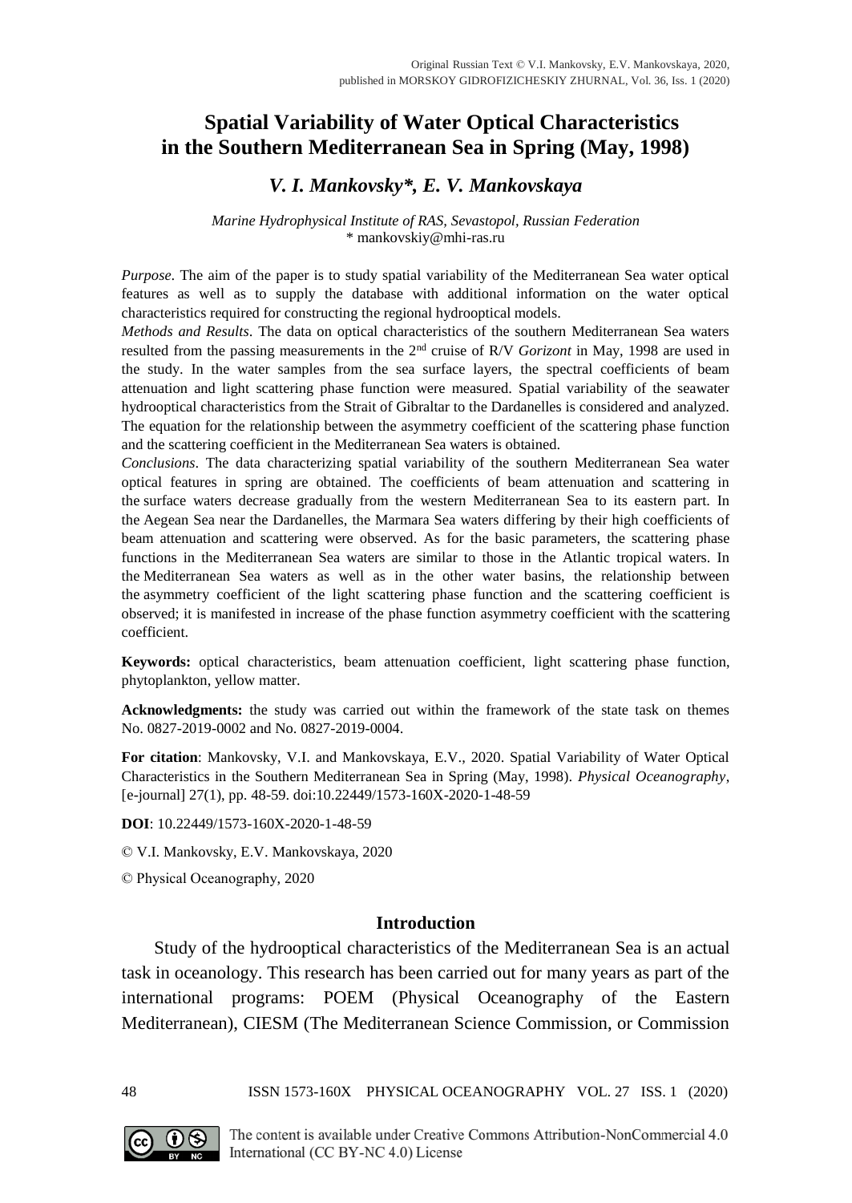Original Russian Text © V.I. Mankovsky, E.V. Mankovskaya, 2020, published in MORSKOY GIDROFIZICHESKIY ZHURNAL, Vol. 36, Iss. 1 (2020)

# Spatial Variability of Water Optical Characteristics in the Southern Mediterranean Sea in Spring (May, 1998)

### *V. I. Mankovsky\*, E. V. Mankovskaya*

*Marine Hydrophysical Institute of RAS, Sevastopol, Russian Federation*
\* mankovskiy@mhi-ras.ru

*Purpose*. The aim of the paper is to study spatial variability of the Mediterranean Sea water optical features as well as to supply the database with additional information on the water optical characteristics required for constructing the regional hydrooptical models.

*Methods and Results*. The data on optical characteristics of the southern Mediterranean Sea waters resulted from the passing measurements in the 2nd cruise of R/V *Gorizont* in May, 1998 are used in the study. In the water samples from the sea surface layers, the spectral coefficients of beam attenuation and light scattering phase function were measured. Spatial variability of the seawater hydrooptical characteristics from the Strait of Gibraltar to the Dardanelles is considered and analyzed. The equation for the relationship between the asymmetry coefficient of the scattering phase function and the scattering coefficient in the Mediterranean Sea waters is obtained.

*Conclusions*. The data characterizing spatial variability of the southern Mediterranean Sea water optical features in spring are obtained. The coefficients of beam attenuation and scattering in the surface waters decrease gradually from the western Mediterranean Sea to its eastern part. In the Aegean Sea near the Dardanelles, the Marmara Sea waters differing by their high coefficients of beam attenuation and scattering were observed. As for the basic parameters, the scattering phase functions in the Mediterranean Sea waters are similar to those in the Atlantic tropical waters. In the Mediterranean Sea waters as well as in the other water basins, the relationship between the asymmetry coefficient of the light scattering phase function and the scattering coefficient is observed; it is manifested in increase of the phase function asymmetry coefficient with the scattering coefficient.

**Keywords:** optical characteristics, beam attenuation coefficient, light scattering phase function, phytoplankton, yellow matter.

**Acknowledgments:** the study was carried out within the framework of the state task on themes No. 0827-2019-0002 and No. 0827-2019-0004.

**For citation**: Mankovsky, V.I. and Mankovskaya, E.V., 2020. Spatial Variability of Water Optical Characteristics in the Southern Mediterranean Sea in Spring (May, 1998). *Physical Oceanography*, [e-journal] 27(1), pp. 48-59. doi:10.22449/1573-160X-2020-1-48-59

**DOI**: 10.22449/1573-160X-2020-1-48-59

© V.I. Mankovsky, E.V. Mankovskaya, 2020

© Physical Oceanography, 2020

## Introduction

Study of the hydrooptical characteristics of the Mediterranean Sea is an actual task in oceanology. This research has been carried out for many years as part of the international programs: POEM (Physical Oceanography of the Eastern Mediterranean), CIESM (The Mediterranean Science Commission, or Commission

The content is available under Creative Commons Attribution-NonCommercial 4.0 International (CC BY-NC 4.0) License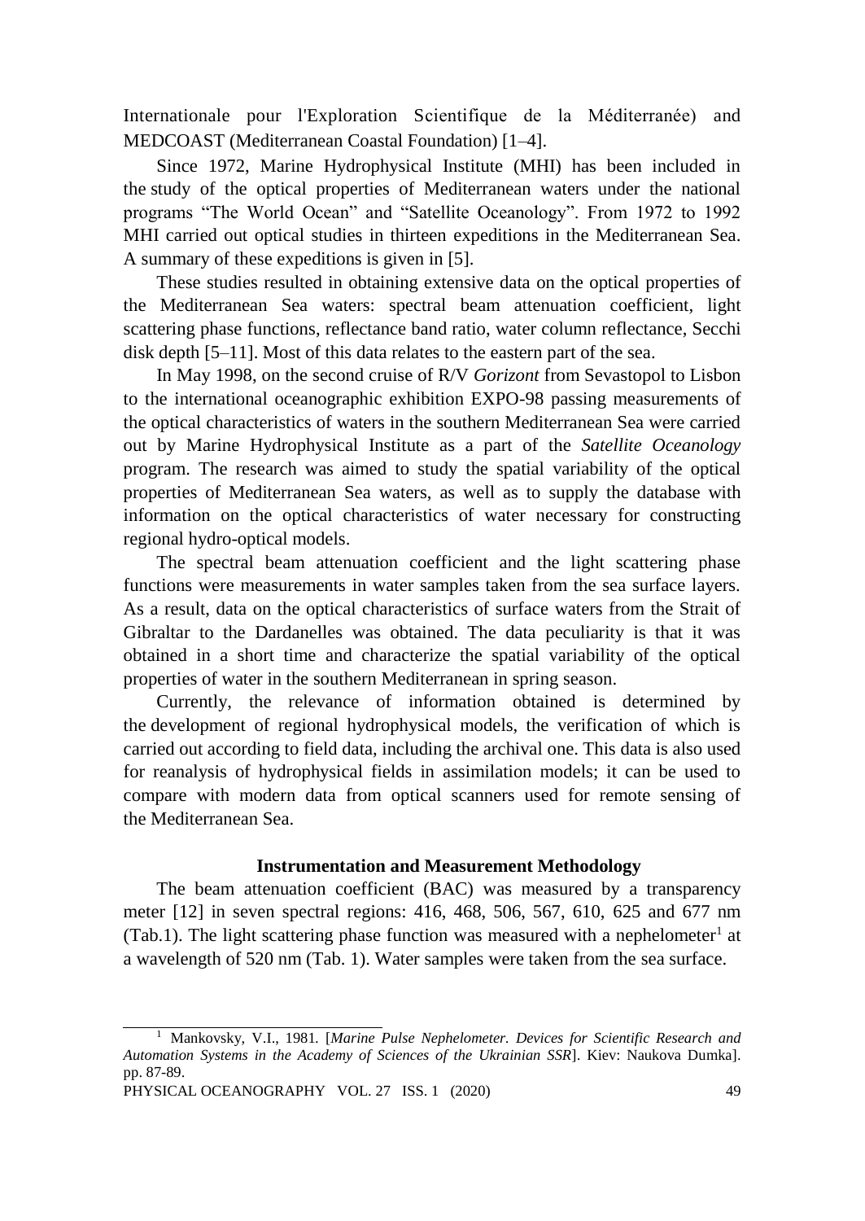Internationale pour l'Exploration Scientifique de la Méditerranée) and MEDCOAST (Mediterranean Coastal Foundation) [1–4].

Since 1972, Marine Hydrophysical Institute (MHI) has been included in the study of the optical properties of Mediterranean waters under the national programs "The World Ocean" and "Satellite Oceanology". From 1972 to 1992 MHI carried out optical studies in thirteen expeditions in the Mediterranean Sea. A summary of these expeditions is given in [5].

These studies resulted in obtaining extensive data on the optical properties of the Mediterranean Sea waters: spectral beam attenuation coefficient, light scattering phase functions, reflectance band ratio, water column reflectance, Secchi disk depth [5–11]. Most of this data relates to the eastern part of the sea.

In May 1998, on the second cruise of R/V *Gorizont* from Sevastopol to Lisbon to the international oceanographic exhibition EXPO-98 passing measurements of the optical characteristics of waters in the southern Mediterranean Sea were carried out by Marine Hydrophysical Institute as a part of the *Satellite Oceanology* program. The research was aimed to study the spatial variability of the optical properties of Mediterranean Sea waters, as well as to supply the database with information on the optical characteristics of water necessary for constructing regional hydro-optical models.

The spectral beam attenuation coefficient and the light scattering phase functions were measurements in water samples taken from the sea surface layers. As a result, data on the optical characteristics of surface waters from the Strait of Gibraltar to the Dardanelles was obtained. The data peculiarity is that it was obtained in a short time and characterize the spatial variability of the optical properties of water in the southern Mediterranean in spring season.

Currently, the relevance of information obtained is determined by the development of regional hydrophysical models, the verification of which is carried out according to field data, including the archival one. This data is also used for reanalysis of hydrophysical fields in assimilation models; it can be used to compare with modern data from optical scanners used for remote sensing of the Mediterranean Sea.

## Instrumentation and Measurement Methodology

The beam attenuation coefficient (BAC) was measured by a transparency meter [12] in seven spectral regions: 416, 468, 506, 567, 610, 625 and 677 nm (Tab.1). The light scattering phase function was measured with a nephelometer[1] at a wavelength of 520 nm (Tab. 1). Water samples were taken from the sea surface.

---

[1] Mankovsky, V.I., 1981. [*Marine Pulse Nephelometer. Devices for Scientific Research and Automation Systems in the Academy of Sciences of the Ukrainian SSR*]. Kiev: Naukova Dumka]. pp. 87-89.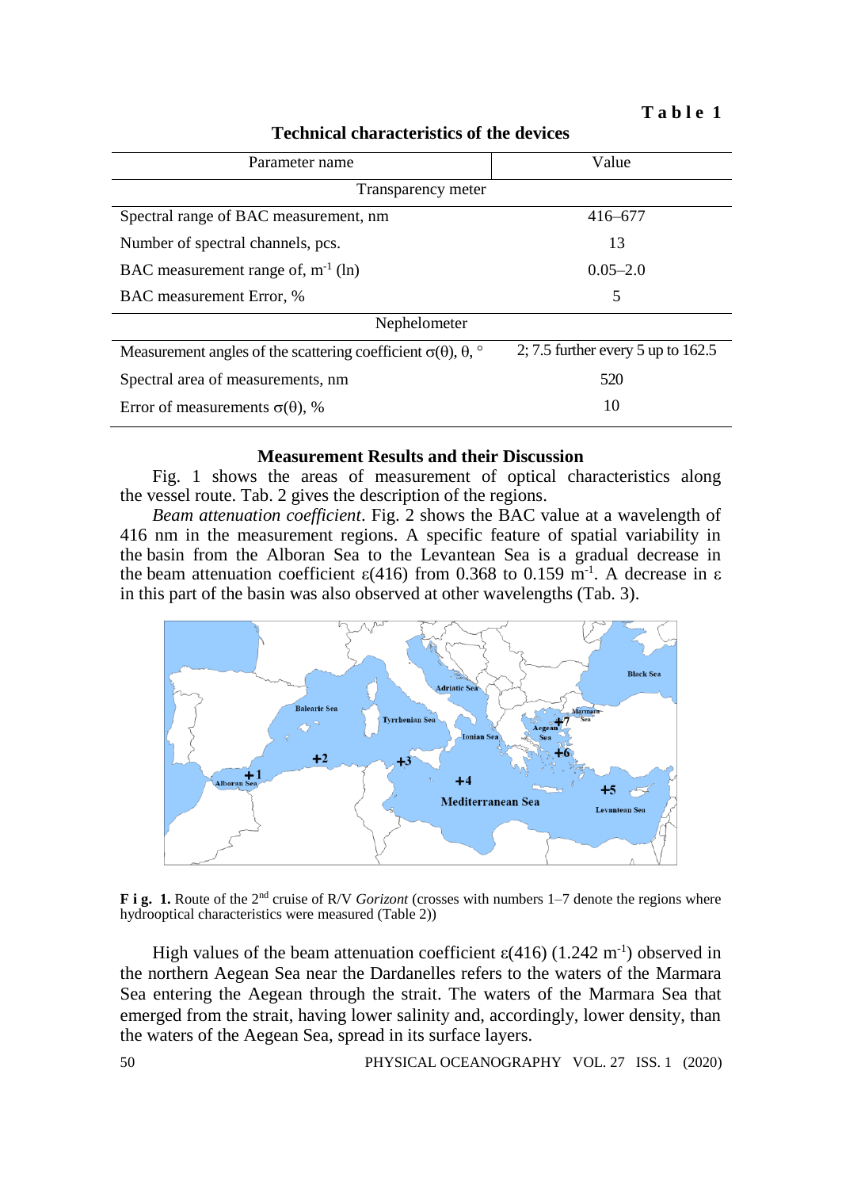**Table 1**

**Technical characteristics of the devices**

| Parameter name | Value |
|---|---|
| Transparency meter | |
| Spectral range of BAC measurement, nm | 416–677 |
| Number of spectral channels, pcs. | 13 |
| BAC measurement range of, $m^{-1}$ (ln) | 0.05–2.0 |
| BAC measurement Error, % | 5 |
| Nephelometer | |
| Measurement angles of the scattering coefficient $\sigma(\theta)$, $\theta$, ° | 2; 7.5 further every 5 up to 162.5 |
| Spectral area of measurements, nm | 520 |
| Error of measurements $\sigma(\theta)$, % | 10 |

## Measurement Results and their Discussion

Fig. 1 shows the areas of measurement of optical characteristics along the vessel route. Tab. 2 gives the description of the regions.

*Beam attenuation coefficient*. Fig. 2 shows the BAC value at a wavelength of 416 nm in the measurement regions. A specific feature of spatial variability in the basin from the Alboran Sea to the Levantean Sea is a gradual decrease in the beam attenuation coefficient $\varepsilon(416)$ from 0.368 to 0.159 $m^{-1}$. A decrease in $\varepsilon$ in this part of the basin was also observed at other wavelengths (Tab. 3).

**Fig. 1.** Route of the 2nd cruise of R/V *Gorizont* (crosses with numbers 1–7 denote the regions where hydrooptical characteristics were measured (Table 2))

High values of the beam attenuation coefficient $\varepsilon(416)$ (1.242 $m^{-1}$) observed in the northern Aegean Sea near the Dardanelles refers to the waters of the Marmara Sea entering the Aegean through the strait. The waters of the Marmara Sea that emerged from the strait, having lower salinity and, accordingly, lower density, than the waters of the Aegean Sea, spread in its surface layers.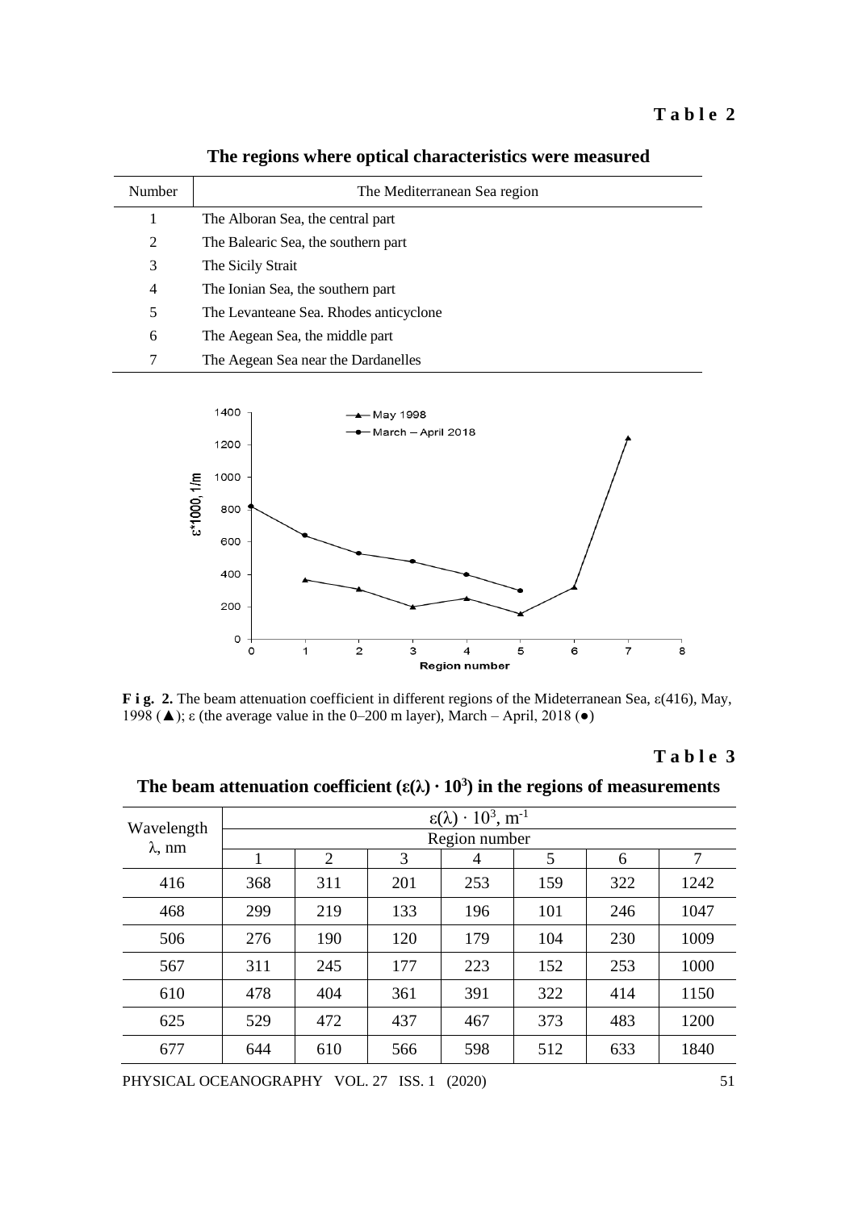**Table 2**

**The regions where optical characteristics were measured**

| Number | The Mediterranean Sea region |
|---|---|
| 1 | The Alboran Sea, the central part |
| 2 | The Balearic Sea, the southern part |
| 3 | The Sicily Strait |
| 4 | The Ionian Sea, the southern part |
| 5 | The Levanteane Sea. Rhodes anticyclone |
| 6 | The Aegean Sea, the middle part |
| 7 | The Aegean Sea near the Dardanelles |

**F i g. 2.** The beam attenuation coefficient in different regions of the Mideterranean Sea, ε(416), May, 1998 (▲); ε (the average value in the 0–200 m layer), March – April, 2018 (●)

**Table 3**

**The beam attenuation coefficient ($\varepsilon(\lambda) \cdot 10^3$) in the regions of measurements**

| Wavelength $\lambda$, nm | $\varepsilon(\lambda) \cdot 10^3$, $m^{-1}$ | | | | | | |
|---|---|---|---|---|---|---|---|
| | Region number | | | | | | |
| | 1 | 2 | 3 | 4 | 5 | 6 | 7 |
| 416 | 368 | 311 | 201 | 253 | 159 | 322 | 1242 |
| 468 | 299 | 219 | 133 | 196 | 101 | 246 | 1047 |
| 506 | 276 | 190 | 120 | 179 | 104 | 230 | 1009 |
| 567 | 311 | 245 | 177 | 223 | 152 | 253 | 1000 |
| 610 | 478 | 404 | 361 | 391 | 322 | 414 | 1150 |
| 625 | 529 | 472 | 437 | 467 | 373 | 483 | 1200 |
| 677 | 644 | 610 | 566 | 598 | 512 | 633 | 1840 |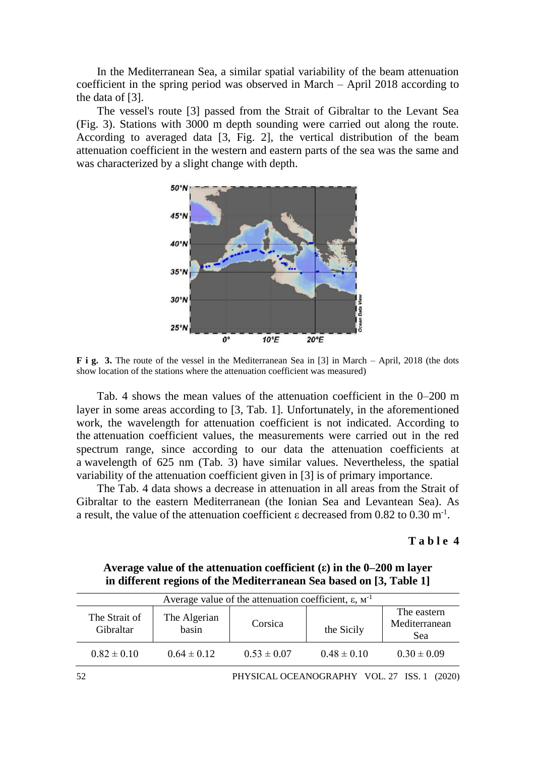In the Mediterranean Sea, a similar spatial variability of the beam attenuation coefficient in the spring period was observed in March – April 2018 according to the data of [3].

The vessel's route [3] passed from the Strait of Gibraltar to the Levant Sea (Fig. 3). Stations with 3000 m depth sounding were carried out along the route. According to averaged data [3, Fig. 2], the vertical distribution of the beam attenuation coefficient in the western and eastern parts of the sea was the same and was characterized by a slight change with depth.

**F i g. 3.** The route of the vessel in the Mediterranean Sea in [3] in March – April, 2018 (the dots show location of the stations where the attenuation coefficient was measured)

Tab. 4 shows the mean values of the attenuation coefficient in the 0–200 m layer in some areas according to [3, Tab. 1]. Unfortunately, in the aforementioned work, the wavelength for attenuation coefficient is not indicated. According to the attenuation coefficient values, the measurements were carried out in the red spectrum range, since according to our data the attenuation coefficients at a wavelength of 625 nm (Tab. 3) have similar values. Nevertheless, the spatial variability of the attenuation coefficient given in [3] is of primary importance.

The Tab. 4 data shows a decrease in attenuation in all areas from the Strait of Gibraltar to the eastern Mediterranean (the Ionian Sea and Levantean Sea). As a result, the value of the attenuation coefficient ε decreased from 0.82 to 0.30 $m^{-1}$.

**T a b l e 4**

**Average value of the attenuation coefficient (ε) in the 0–200 m layer in different regions of the Mediterranean Sea based on [3, Table 1]**

| Average value of the attenuation coefficient, ε, $м^{-1}$ | | | | |
|---|---|---|---|---|
| The Strait of Gibraltar | The Algerian basin | Corsica | the Sicily | The eastern Mediterranean Sea |
| 0.82 ± 0.10 | 0.64 ± 0.12 | 0.53 ± 0.07 | 0.48 ± 0.10 | 0.30 ± 0.09 |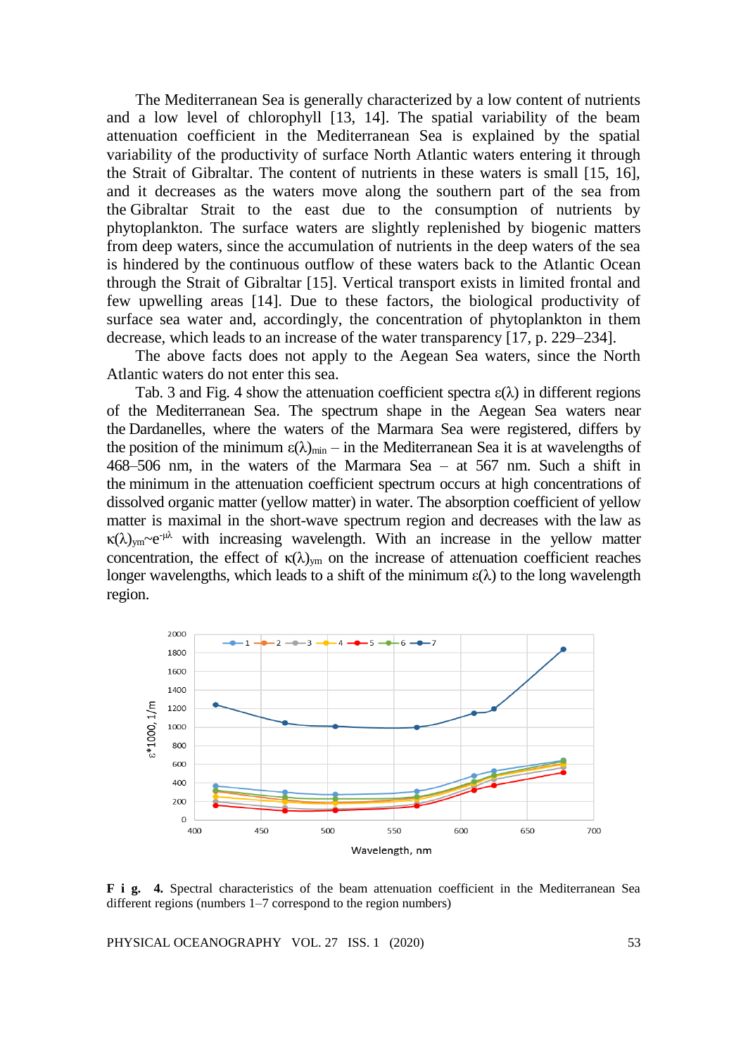The Mediterranean Sea is generally characterized by a low content of nutrients and a low level of chlorophyll [13, 14]. The spatial variability of the beam attenuation coefficient in the Mediterranean Sea is explained by the spatial variability of the productivity of surface North Atlantic waters entering it through the Strait of Gibraltar. The content of nutrients in these waters is small [15, 16], and it decreases as the waters move along the southern part of the sea from the Gibraltar Strait to the east due to the consumption of nutrients by phytoplankton. The surface waters are slightly replenished by biogenic matters from deep waters, since the accumulation of nutrients in the deep waters of the sea is hindered by the continuous outflow of these waters back to the Atlantic Ocean through the Strait of Gibraltar [15]. Vertical transport exists in limited frontal and few upwelling areas [14]. Due to these factors, the biological productivity of surface sea water and, accordingly, the concentration of phytoplankton in them decrease, which leads to an increase of the water transparency [17, p. 229–234].

The above facts does not apply to the Aegean Sea waters, since the North Atlantic waters do not enter this sea.

Tab. 3 and Fig. 4 show the attenuation coefficient spectra $\varepsilon(\lambda)$ in different regions of the Mediterranean Sea. The spectrum shape in the Aegean Sea waters near the Dardanelles, where the waters of the Marmara Sea were registered, differs by the position of the minimum $\varepsilon(\lambda)_{min}$ – in the Mediterranean Sea it is at wavelengths of 468–506 nm, in the waters of the Marmara Sea – at 567 nm. Such a shift in the minimum in the attenuation coefficient spectrum occurs at high concentrations of dissolved organic matter (yellow matter) in water. The absorption coefficient of yellow matter is maximal in the short-wave spectrum region and decreases with the law as $\kappa(\lambda)_{ym} \sim e^{-\mu\lambda}$ with increasing wavelength. With an increase in the yellow matter concentration, the effect of $\kappa(\lambda)_{ym}$ on the increase of attenuation coefficient reaches longer wavelengths, which leads to a shift of the minimum $\varepsilon(\lambda)$ to the long wavelength region.

**F i g. 4.** Spectral characteristics of the beam attenuation coefficient in the Mediterranean Sea different regions (numbers 1–7 correspond to the region numbers)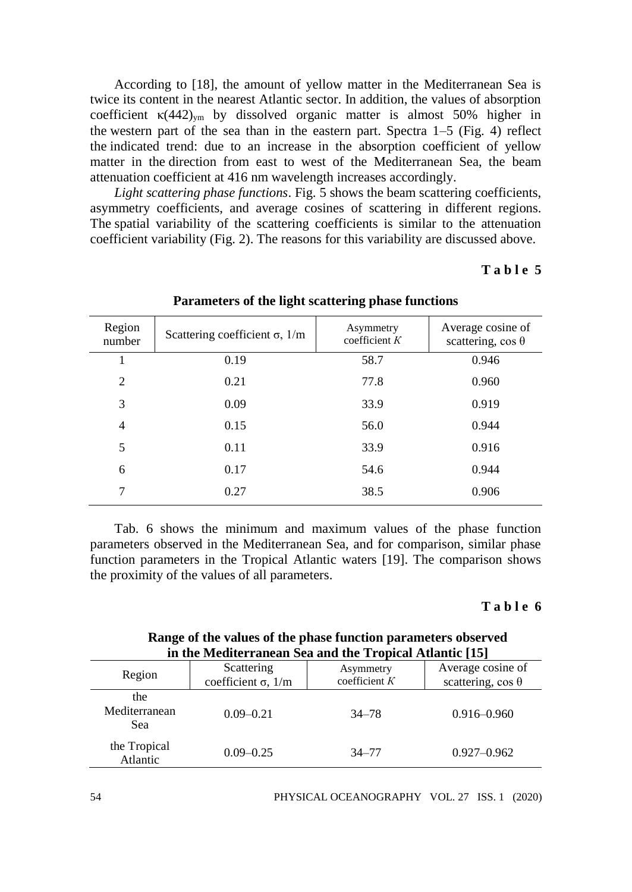According to [18], the amount of yellow matter in the Mediterranean Sea is twice its content in the nearest Atlantic sector. In addition, the values of absorption coefficient $\kappa(442)_{ym}$ by dissolved organic matter is almost 50% higher in the western part of the sea than in the eastern part. Spectra 1–5 (Fig. 4) reflect the indicated trend: due to an increase in the absorption coefficient of yellow matter in the direction from east to west of the Mediterranean Sea, the beam attenuation coefficient at 416 nm wavelength increases accordingly.

*Light scattering phase functions*. Fig. 5 shows the beam scattering coefficients, asymmetry coefficients, and average cosines of scattering in different regions. The spatial variability of the scattering coefficients is similar to the attenuation coefficient variability (Fig. 2). The reasons for this variability are discussed above.

**Table 5**

**Parameters of the light scattering phase functions**

| Region number | Scattering coefficient $\sigma$, 1/m | Asymmetry coefficient $K$ | Average cosine of scattering, $\cos\theta$ |
|---|---|---|---|
| 1 | 0.19 | 58.7 | 0.946 |
| 2 | 0.21 | 77.8 | 0.960 |
| 3 | 0.09 | 33.9 | 0.919 |
| 4 | 0.15 | 56.0 | 0.944 |
| 5 | 0.11 | 33.9 | 0.916 |
| 6 | 0.17 | 54.6 | 0.944 |
| 7 | 0.27 | 38.5 | 0.906 |

Tab. 6 shows the minimum and maximum values of the phase function parameters observed in the Mediterranean Sea, and for comparison, similar phase function parameters in the Tropical Atlantic waters [19]. The comparison shows the proximity of the values of all parameters.

**Table 6**

**Range of the values of the phase function parameters observed in the Mediterranean Sea and the Tropical Atlantic [15]**

| Region | Scattering coefficient $\sigma$, 1/m | Asymmetry coefficient $K$ | Average cosine of scattering, $\cos\theta$ |
|---|---|---|---|
| the Mediterranean Sea | 0.09–0.21 | 34–78 | 0.916–0.960 |
| the Tropical Atlantic | 0.09–0.25 | 34–77 | 0.927–0.962 |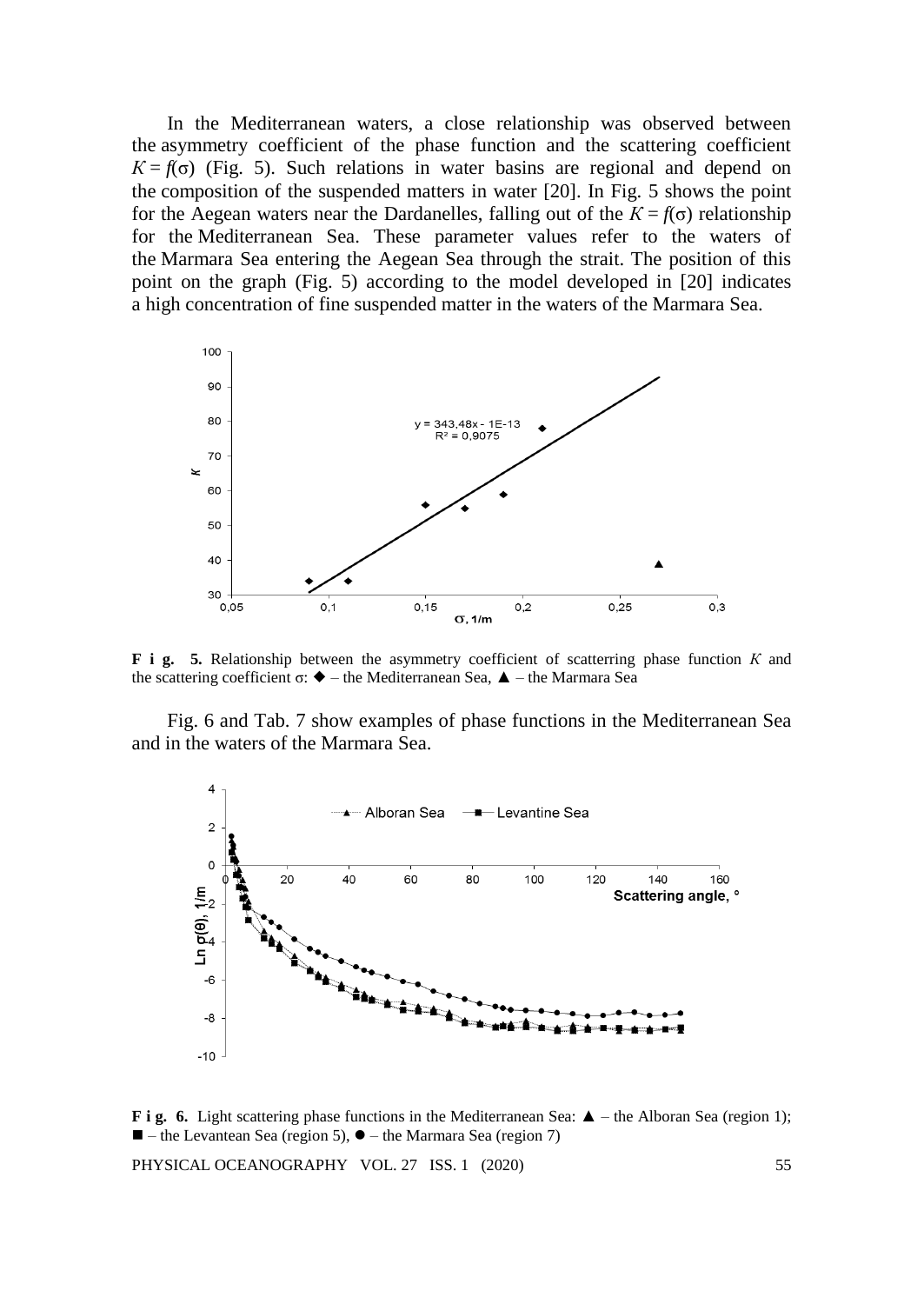In the Mediterranean waters, a close relationship was observed between the asymmetry coefficient of the phase function and the scattering coefficient $K = f(\sigma)$ (Fig. 5). Such relations in water basins are regional and depend on the composition of the suspended matters in water [20]. In Fig. 5 shows the point for the Aegean waters near the Dardanelles, falling out of the $K = f(\sigma)$ relationship for the Mediterranean Sea. These parameter values refer to the waters of the Marmara Sea entering the Aegean Sea through the strait. The position of this point on the graph (Fig. 5) according to the model developed in [20] indicates a high concentration of fine suspended matter in the waters of the Marmara Sea.

**F i g. 5.** Relationship between the asymmetry coefficient of scatterring phase function $K$ and the scattering coefficient $\sigma$: ◆ – the Mediterranean Sea, ▲ – the Marmara Sea

Fig. 6 and Tab. 7 show examples of phase functions in the Mediterranean Sea and in the waters of the Marmara Sea.

**F i g. 6.** Light scattering phase functions in the Mediterranean Sea: ▲ – the Alboran Sea (region 1); ■ – the Levantean Sea (region 5), ● – the Marmara Sea (region 7)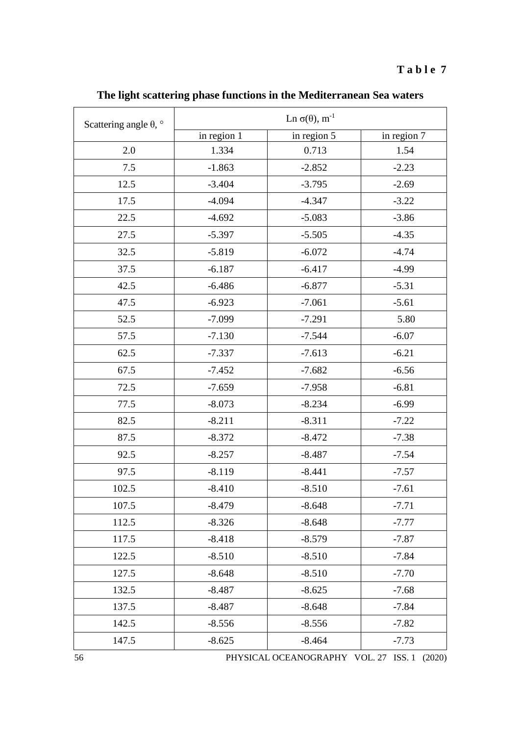**Table 7**

**The light scattering phase functions in the Mediterranean Sea waters**

| Scattering angle θ, ° | Ln σ(θ), m$^{-1}$ | | |
|---|---|---|---|
| | in region 1 | in region 5 | in region 7 |
| 2.0 | 1.334 | 0.713 | 1.54 |
| 7.5 | -1.863 | -2.852 | -2.23 |
| 12.5 | -3.404 | -3.795 | -2.69 |
| 17.5 | -4.094 | -4.347 | -3.22 |
| 22.5 | -4.692 | -5.083 | -3.86 |
| 27.5 | -5.397 | -5.505 | -4.35 |
| 32.5 | -5.819 | -6.072 | -4.74 |
| 37.5 | -6.187 | -6.417 | -4.99 |
| 42.5 | -6.486 | -6.877 | -5.31 |
| 47.5 | -6.923 | -7.061 | -5.61 |
| 52.5 | -7.099 | -7.291 | 5.80 |
| 57.5 | -7.130 | -7.544 | -6.07 |
| 62.5 | -7.337 | -7.613 | -6.21 |
| 67.5 | -7.452 | -7.682 | -6.56 |
| 72.5 | -7.659 | -7.958 | -6.81 |
| 77.5 | -8.073 | -8.234 | -6.99 |
| 82.5 | -8.211 | -8.311 | -7.22 |
| 87.5 | -8.372 | -8.472 | -7.38 |
| 92.5 | -8.257 | -8.487 | -7.54 |
| 97.5 | -8.119 | -8.441 | -7.57 |
| 102.5 | -8.410 | -8.510 | -7.61 |
| 107.5 | -8.479 | -8.648 | -7.71 |
| 112.5 | -8.326 | -8.648 | -7.77 |
| 117.5 | -8.418 | -8.579 | -7.87 |
| 122.5 | -8.510 | -8.510 | -7.84 |
| 127.5 | -8.648 | -8.510 | -7.70 |
| 132.5 | -8.487 | -8.625 | -7.68 |
| 137.5 | -8.487 | -8.648 | -7.84 |
| 142.5 | -8.556 | -8.556 | -7.82 |
| 147.5 | -8.625 | -8.464 | -7.73 |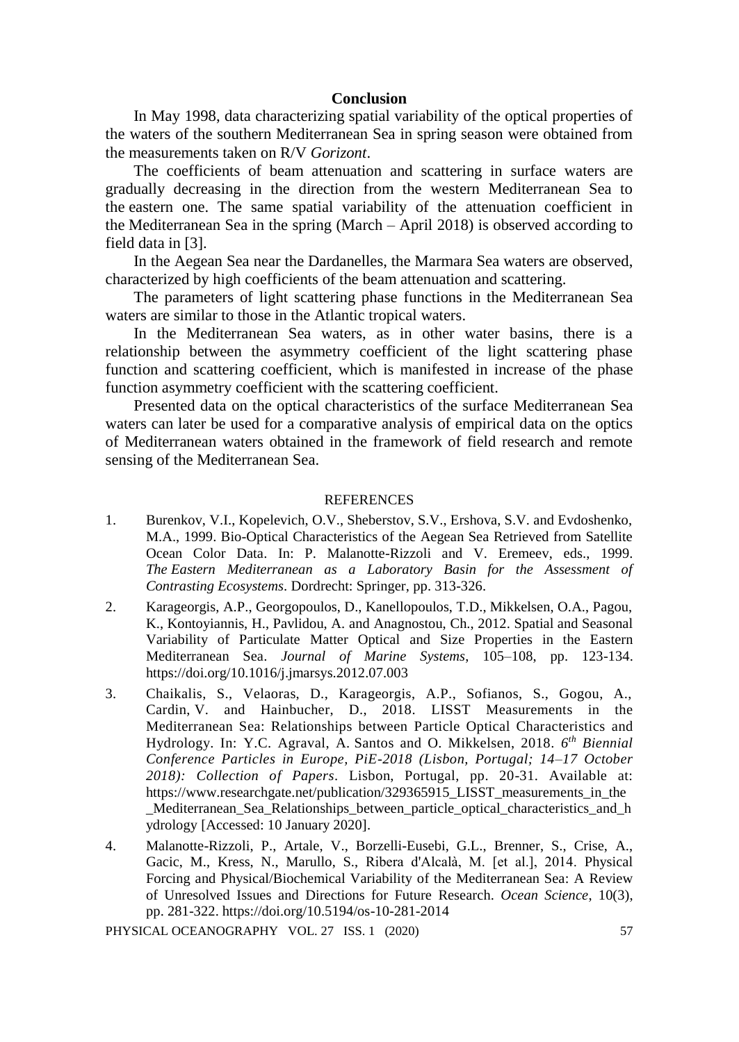## Conclusion

In May 1998, data characterizing spatial variability of the optical properties of the waters of the southern Mediterranean Sea in spring season were obtained from the measurements taken on R/V *Gorizont*.

The coefficients of beam attenuation and scattering in surface waters are gradually decreasing in the direction from the western Mediterranean Sea to the eastern one. The same spatial variability of the attenuation coefficient in the Mediterranean Sea in the spring (March – April 2018) is observed according to field data in [3].

In the Aegean Sea near the Dardanelles, the Marmara Sea waters are observed, characterized by high coefficients of the beam attenuation and scattering.

The parameters of light scattering phase functions in the Mediterranean Sea waters are similar to those in the Atlantic tropical waters.

In the Mediterranean Sea waters, as in other water basins, there is a relationship between the asymmetry coefficient of the light scattering phase function and scattering coefficient, which is manifested in increase of the phase function asymmetry coefficient with the scattering coefficient.

Presented data on the optical characteristics of the surface Mediterranean Sea waters can later be used for a comparative analysis of empirical data on the optics of Mediterranean waters obtained in the framework of field research and remote sensing of the Mediterranean Sea.

### REFERENCES

1. Burenkov, V.I., Kopelevich, O.V., Sheberstov, S.V., Ershova, S.V. and Evdoshenko, M.A., 1999. Bio-Optical Characteristics of the Aegean Sea Retrieved from Satellite Ocean Color Data. In: P. Malanotte-Rizzoli and V. Eremeev, eds., 1999. *The Eastern Mediterranean as a Laboratory Basin for the Assessment of Contrasting Ecosystems*. Dordrecht: Springer, pp. 313-326.
2. Karageorgis, A.P., Georgopoulos, D., Kanellopoulos, T.D., Mikkelsen, O.A., Pagou, K., Kontoyiannis, H., Pavlidou, A. and Anagnostou, Ch., 2012. Spatial and Seasonal Variability of Particulate Matter Optical and Size Properties in the Eastern Mediterranean Sea. *Journal of Marine Systems*, 105–108, pp. 123-134. https://doi.org/10.1016/j.jmarsys.2012.07.003
3. Chaikalis, S., Velaoras, D., Karageorgis, A.P., Sofianos, S., Gogou, A., Cardin, V. and Hainbucher, D., 2018. LISST Measurements in the Mediterranean Sea: Relationships between Particle Optical Characteristics and Hydrology. In: Y.C. Agraval, A. Santos and O. Mikkelsen, 2018. *6th Biennial Conference Particles in Europe, PiE-2018 (Lisbon, Portugal; 14–17 October 2018): Collection of Papers*. Lisbon, Portugal, pp. 20-31. Available at: https://www.researchgate.net/publication/329365915_LISST_measurements_in_the_Mediterranean_Sea_Relationships_between_particle_optical_characteristics_and_hydrology [Accessed: 10 January 2020].
4. Malanotte-Rizzoli, P., Artale, V., Borzelli-Eusebi, G.L., Brenner, S., Crise, A., Gacic, M., Kress, N., Marullo, S., Ribera d'Alcalà, M. [et al.], 2014. Physical Forcing and Physical/Biochemical Variability of the Mediterranean Sea: A Review of Unresolved Issues and Directions for Future Research. *Ocean Science*, 10(3), pp. 281-322. https://doi.org/10.5194/os-10-281-2014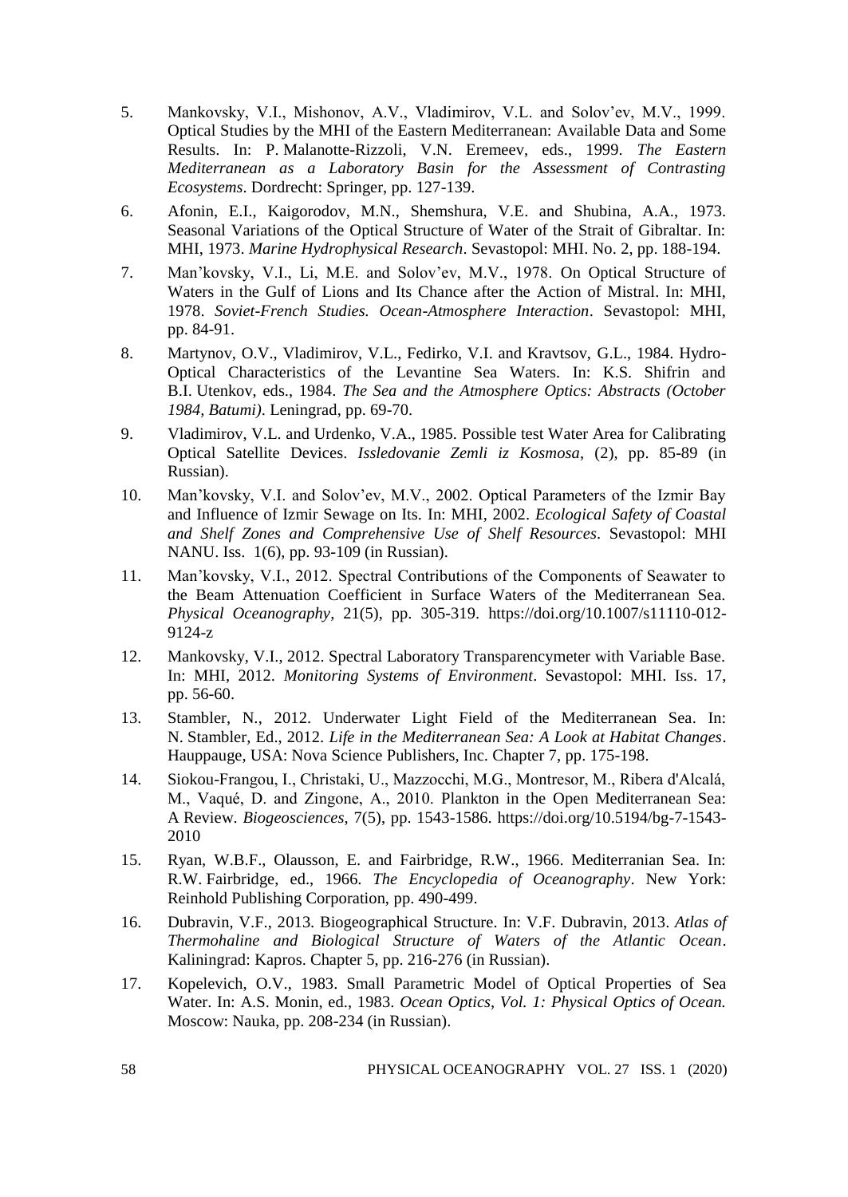5. Mankovsky, V.I., Mishonov, A.V., Vladimirov, V.L. and Solov'ev, M.V., 1999. Optical Studies by the MHI of the Eastern Mediterranean: Available Data and Some Results. In: P. Malanotte-Rizzoli, V.N. Eremeev, eds., 1999. *The Eastern Mediterranean as a Laboratory Basin for the Assessment of Contrasting Ecosystems*. Dordrecht: Springer, pp. 127-139.

6. Afonin, E.I., Kaigorodov, M.N., Shemshura, V.E. and Shubina, A.A., 1973. Seasonal Variations of the Optical Structure of Water of the Strait of Gibraltar. In: MHI, 1973. *Marine Hydrophysical Research*. Sevastopol: MHI. No. 2, pp. 188-194.

7. Man'kovsky, V.I., Li, M.E. and Solov'ev, M.V., 1978. On Optical Structure of Waters in the Gulf of Lions and Its Chance after the Action of Mistral. In: MHI, 1978. *Soviet-French Studies. Ocean-Atmosphere Interaction*. Sevastopol: MHI, pp. 84-91.

8. Martynov, O.V., Vladimirov, V.L., Fedirko, V.I. and Kravtsov, G.L., 1984. Hydro-Optical Characteristics of the Levantine Sea Waters. In: K.S. Shifrin and B.I. Utenkov, eds., 1984. *The Sea and the Atmosphere Optics: Abstracts (October 1984, Batumi)*. Leningrad, pp. 69-70.

9. Vladimirov, V.L. and Urdenko, V.A., 1985. Possible test Water Area for Calibrating Optical Satellite Devices. *Issledovanie Zemli iz Kosmosa*, (2), pp. 85-89 (in Russian).

10. Man'kovsky, V.I. and Solov'ev, M.V., 2002. Optical Parameters of the Izmir Bay and Influence of Izmir Sewage on Its. In: MHI, 2002. *Ecological Safety of Coastal and Shelf Zones and Comprehensive Use of Shelf Resources*. Sevastopol: MHI NANU. Iss. 1(6), pp. 93-109 (in Russian).

11. Man'kovsky, V.I., 2012. Spectral Contributions of the Components of Seawater to the Beam Attenuation Coefficient in Surface Waters of the Mediterranean Sea. *Physical Oceanography*, 21(5), pp. 305-319. https://doi.org/10.1007/s11110-012-9124-z

12. Mankovsky, V.I., 2012. Spectral Laboratory Transparencymeter with Variable Base. In: MHI, 2012. *Monitoring Systems of Environment*. Sevastopol: MHI. Iss. 17, pp. 56-60.

13. Stambler, N., 2012. Underwater Light Field of the Mediterranean Sea. In: N. Stambler, Ed., 2012. *Life in the Mediterranean Sea: A Look at Habitat Changes*. Hauppauge, USA: Nova Science Publishers, Inc. Chapter 7, pp. 175-198.

14. Siokou-Frangou, I., Christaki, U., Mazzocchi, M.G., Montresor, M., Ribera d'Alcalá, M., Vaqué, D. and Zingone, A., 2010. Plankton in the Open Mediterranean Sea: A Review. *Biogeosciences*, 7(5), pp. 1543-1586. https://doi.org/10.5194/bg-7-1543-2010

15. Ryan, W.B.F., Olausson, E. and Fairbridge, R.W., 1966. Mediterranian Sea. In: R.W. Fairbridge, ed., 1966. *The Encyclopedia of Oceanography*. New York: Reinhold Publishing Corporation, pp. 490-499.

16. Dubravin, V.F., 2013. Biogeographical Structure. In: V.F. Dubravin, 2013. *Atlas of Thermohaline and Biological Structure of Waters of the Atlantic Ocean*. Kaliningrad: Kapros. Chapter 5, pp. 216-276 (in Russian).

17. Kopelevich, O.V., 1983. Small Parametric Model of Optical Properties of Sea Water. In: A.S. Monin, ed., 1983. *Ocean Optics, Vol. 1: Physical Optics of Ocean.* Moscow: Nauka, pp. 208-234 (in Russian).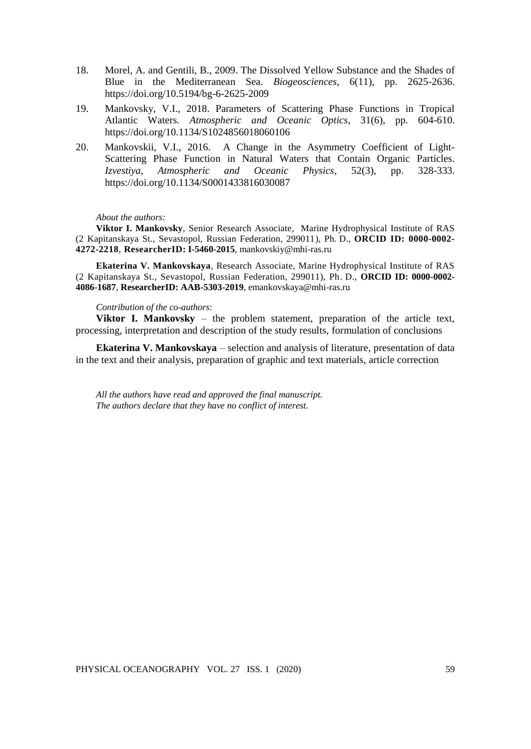18. Morel, A. and Gentili, B., 2009. The Dissolved Yellow Substance and the Shades of Blue in the Mediterranean Sea. *Biogeosciences*, 6(11), pp. 2625-2636. https://doi.org/10.5194/bg-6-2625-2009

19. Mankovsky, V.I., 2018. Parameters of Scattering Phase Functions in Tropical Atlantic Waters. *Atmospheric and Oceanic Optics*, 31(6), pp. 604-610. https://doi.org/10.1134/S1024856018060106

20. Mankovskii, V.I., 2016. A Change in the Asymmetry Coefficient of Light-Scattering Phase Function in Natural Waters that Contain Organic Particles. *Izvestiya, Atmospheric and Oceanic Physics*, 52(3), pp. 328-333. https://doi.org/10.1134/S0001433816030087

*About the authors:*

**Viktor I. Mankovsky**, Senior Research Associate, Marine Hydrophysical Institute of RAS (2 Kapitanskaya St., Sevastopol, Russian Federation, 299011), Ph. D., **ORCID ID: 0000-0002-4272-2218**, **ResearcherID: I-5460-2015**, mankovskiy@mhi-ras.ru

**Ekaterina V. Mankovskaya**, Research Associate, Marine Hydrophysical Institute of RAS (2 Kapitanskaya St., Sevastopol, Russian Federation, 299011), Ph. D., **ORCID ID: 0000-0002-4086-1687**, **ResearcherID: AAB-5303-2019**, emankovskaya@mhi-ras.ru

*Contribution of the co-authors*:

**Viktor I. Mankovsky** – the problem statement, preparation of the article text, processing, interpretation and description of the study results, formulation of conclusions

**Ekaterina V. Mankovskaya** – selection and analysis of literature, presentation of data in the text and their analysis, preparation of graphic and text materials, article correction

*All the authors have read and approved the final manuscript.*
*The authors declare that they have no conflict of interest.*